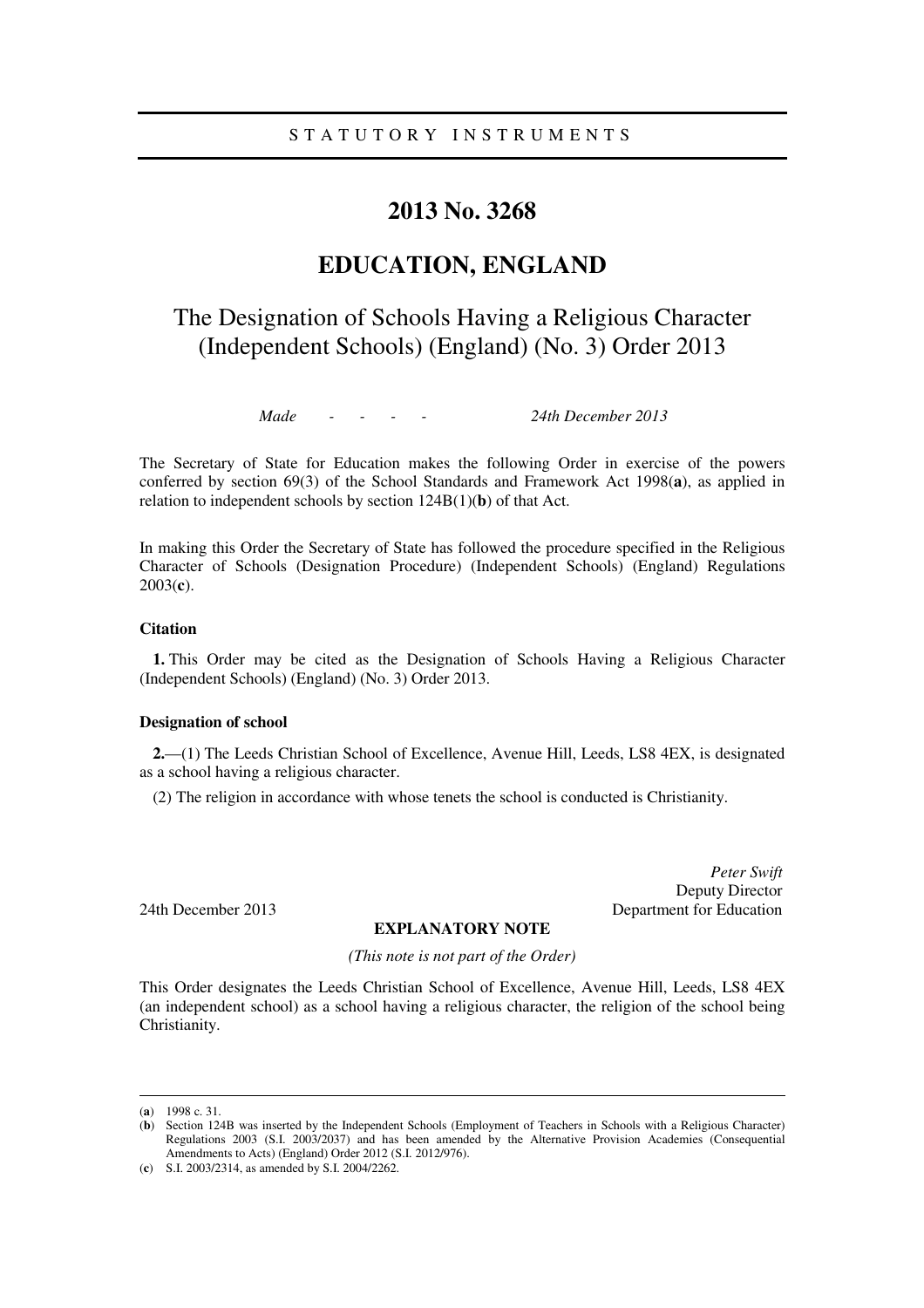STATUTORY INSTRUMENTS

# 2013 No. 3268

## EDUCATION, ENGLAND

### The Designation of Schools Having a Religious Character (Independent Schools) (England) (No. 3) Order 2013

*Made - - - - 24th December 2013*

The Secretary of State for Education makes the following Order in exercise of the powers conferred by section 69(3) of the School Standards and Framework Act 1998(**a**), as applied in relation to independent schools by section 124B(1)(**b**) of that Act.

In making this Order the Secretary of State has followed the procedure specified in the Religious Character of Schools (Designation Procedure) (Independent Schools) (England) Regulations 2003(**c**).

**Citation**

**1.** This Order may be cited as the Designation of Schools Having a Religious Character (Independent Schools) (England) (No. 3) Order 2013.

**Designation of school**

**2.**—(1) The Leeds Christian School of Excellence, Avenue Hill, Leeds, LS8 4EX, is designated as a school having a religious character.

(2) The religion in accordance with whose tenets the school is conducted is Christianity.

*Peter Swift*
Deputy Director
24th December 2013 Department for Education

**EXPLANATORY NOTE**

*(This note is not part of the Order)*

This Order designates the Leeds Christian School of Excellence, Avenue Hill, Leeds, LS8 4EX (an independent school) as a school having a religious character, the religion of the school being Christianity.

---

(**a**) 1998 c. 31.

(**b**) Section 124B was inserted by the Independent Schools (Employment of Teachers in Schools with a Religious Character) Regulations 2003 (S.I. 2003/2037) and has been amended by the Alternative Provision Academies (Consequential Amendments to Acts) (England) Order 2012 (S.I. 2012/976).

(**c**) S.I. 2003/2314, as amended by S.I. 2004/2262.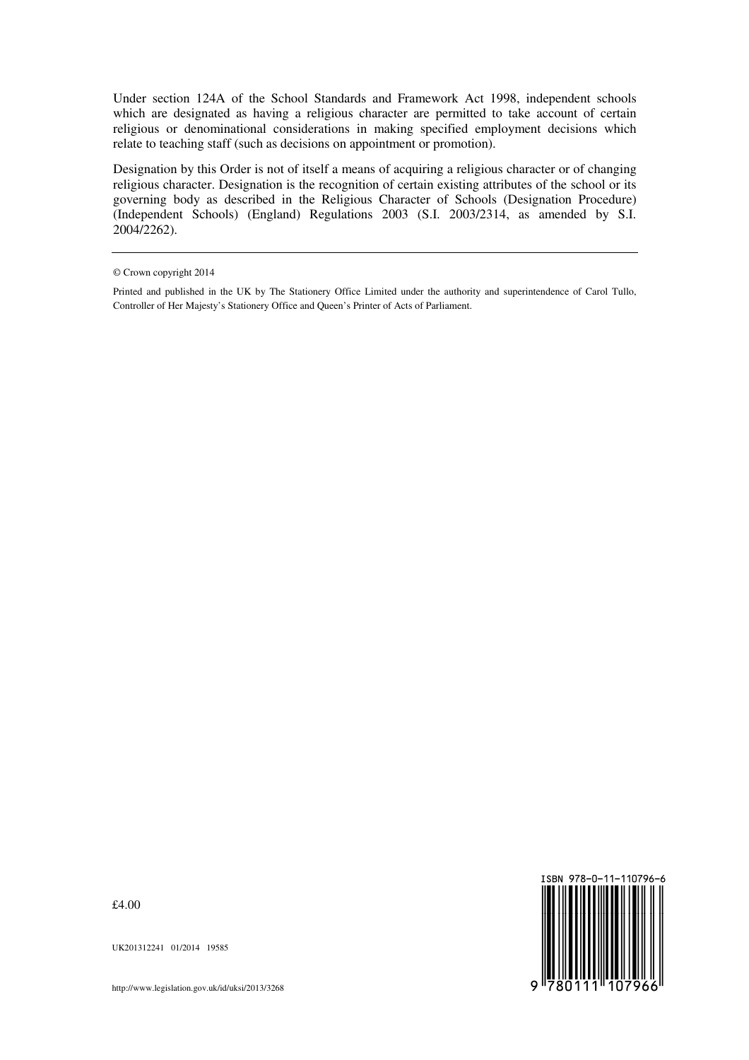Under section 124A of the School Standards and Framework Act 1998, independent schools which are designated as having a religious character are permitted to take account of certain religious or denominational considerations in making specified employment decisions which relate to teaching staff (such as decisions on appointment or promotion).

Designation by this Order is not of itself a means of acquiring a religious character or of changing religious character. Designation is the recognition of certain existing attributes of the school or its governing body as described in the Religious Character of Schools (Designation Procedure) (Independent Schools) (England) Regulations 2003 (S.I. 2003/2314, as amended by S.I. 2004/2262).

---

© Crown copyright 2014

Printed and published in the UK by The Stationery Office Limited under the authority and superintendence of Carol Tullo, Controller of Her Majesty's Stationery Office and Queen's Printer of Acts of Parliament.

£4.00

UK201312241 01/2014 19585

http://www.legislation.gov.uk/id/uksi/2013/3268

ISBN 978-0-11-110796-6